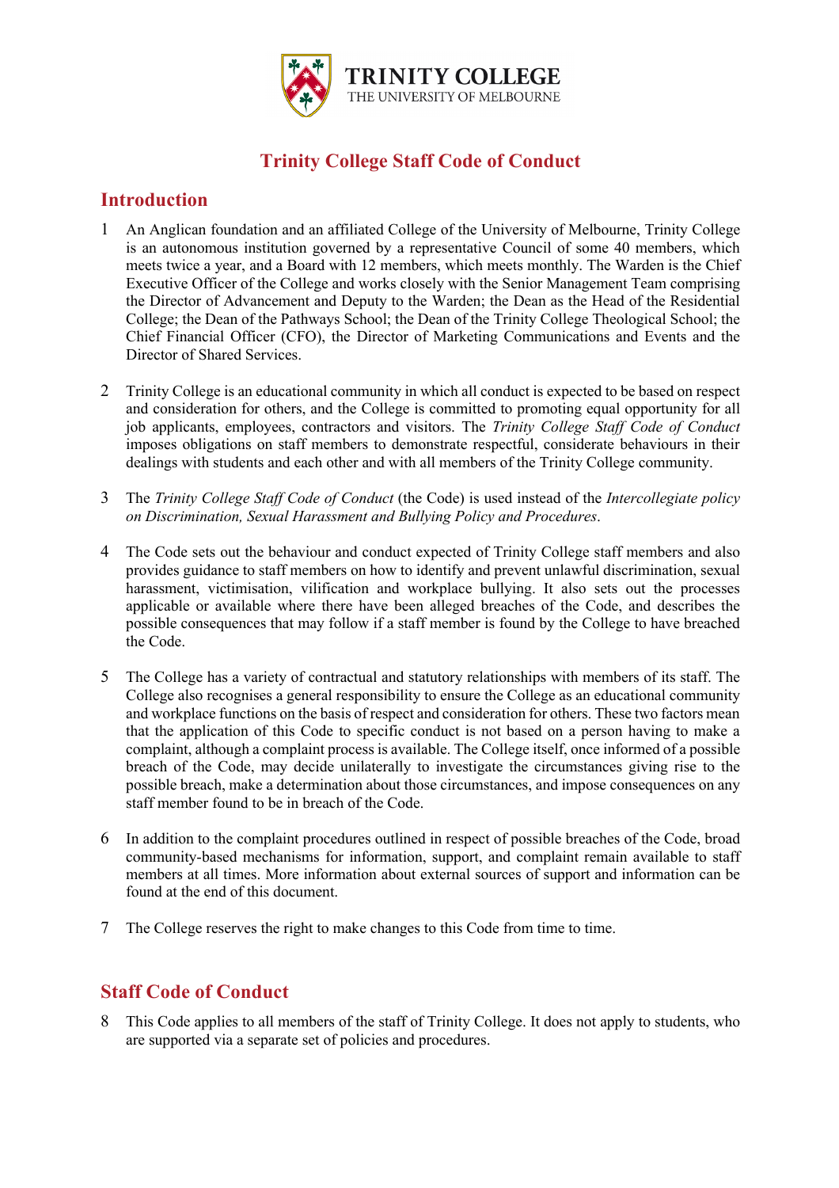TRINITY COLLEGE
THE UNIVERSITY OF MELBOURNE

# Trinity College Staff Code of Conduct

## Introduction

1 An Anglican foundation and an affiliated College of the University of Melbourne, Trinity College is an autonomous institution governed by a representative Council of some 40 members, which meets twice a year, and a Board with 12 members, which meets monthly. The Warden is the Chief Executive Officer of the College and works closely with the Senior Management Team comprising the Director of Advancement and Deputy to the Warden; the Dean as the Head of the Residential College; the Dean of the Pathways School; the Dean of the Trinity College Theological School; the Chief Financial Officer (CFO), the Director of Marketing Communications and Events and the Director of Shared Services.

2 Trinity College is an educational community in which all conduct is expected to be based on respect and consideration for others, and the College is committed to promoting equal opportunity for all job applicants, employees, contractors and visitors. The *Trinity College Staff Code of Conduct* imposes obligations on staff members to demonstrate respectful, considerate behaviours in their dealings with students and each other and with all members of the Trinity College community.

3 The *Trinity College Staff Code of Conduct* (the Code) is used instead of the *Intercollegiate policy on Discrimination, Sexual Harassment and Bullying Policy and Procedures*.

4 The Code sets out the behaviour and conduct expected of Trinity College staff members and also provides guidance to staff members on how to identify and prevent unlawful discrimination, sexual harassment, victimisation, vilification and workplace bullying. It also sets out the processes applicable or available where there have been alleged breaches of the Code, and describes the possible consequences that may follow if a staff member is found by the College to have breached the Code.

5 The College has a variety of contractual and statutory relationships with members of its staff. The College also recognises a general responsibility to ensure the College as an educational community and workplace functions on the basis of respect and consideration for others. These two factors mean that the application of this Code to specific conduct is not based on a person having to make a complaint, although a complaint process is available. The College itself, once informed of a possible breach of the Code, may decide unilaterally to investigate the circumstances giving rise to the possible breach, make a determination about those circumstances, and impose consequences on any staff member found to be in breach of the Code.

6 In addition to the complaint procedures outlined in respect of possible breaches of the Code, broad community-based mechanisms for information, support, and complaint remain available to staff members at all times. More information about external sources of support and information can be found at the end of this document.

7 The College reserves the right to make changes to this Code from time to time.

## Staff Code of Conduct

8 This Code applies to all members of the staff of Trinity College. It does not apply to students, who are supported via a separate set of policies and procedures.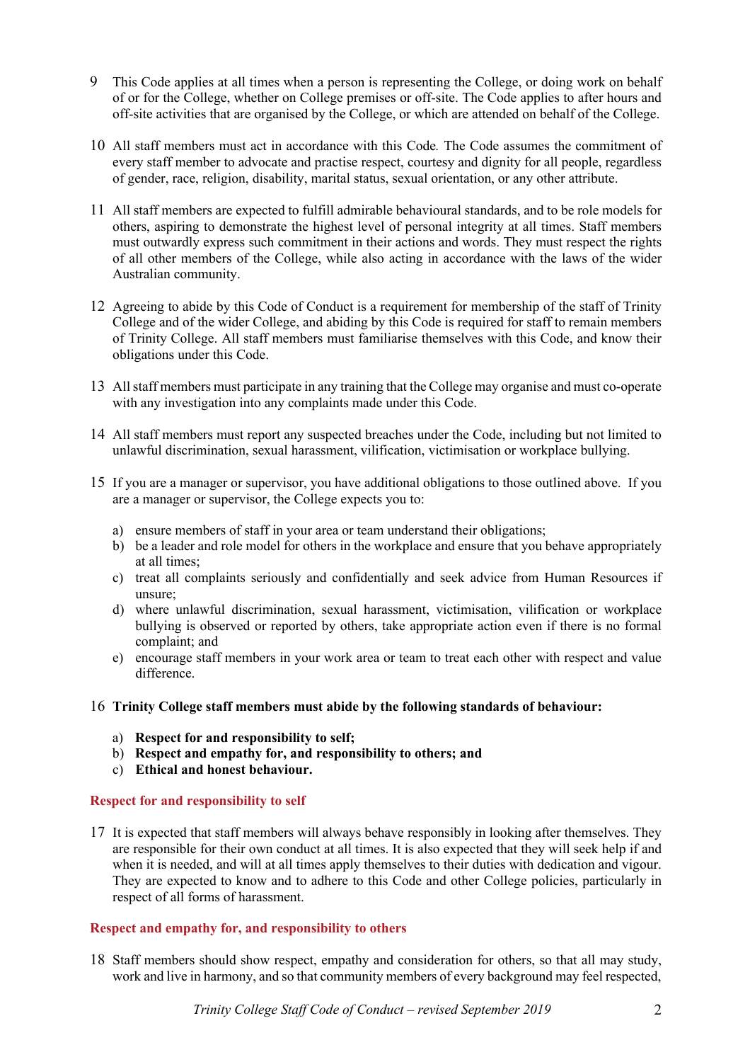9 This Code applies at all times when a person is representing the College, or doing work on behalf of or for the College, whether on College premises or off-site. The Code applies to after hours and off-site activities that are organised by the College, or which are attended on behalf of the College.

10 All staff members must act in accordance with this Code. The Code assumes the commitment of every staff member to advocate and practise respect, courtesy and dignity for all people, regardless of gender, race, religion, disability, marital status, sexual orientation, or any other attribute.

11 All staff members are expected to fulfill admirable behavioural standards, and to be role models for others, aspiring to demonstrate the highest level of personal integrity at all times. Staff members must outwardly express such commitment in their actions and words. They must respect the rights of all other members of the College, while also acting in accordance with the laws of the wider Australian community.

12 Agreeing to abide by this Code of Conduct is a requirement for membership of the staff of Trinity College and of the wider College, and abiding by this Code is required for staff to remain members of Trinity College. All staff members must familiarise themselves with this Code, and know their obligations under this Code.

13 All staff members must participate in any training that the College may organise and must co-operate with any investigation into any complaints made under this Code.

14 All staff members must report any suspected breaches under the Code, including but not limited to unlawful discrimination, sexual harassment, vilification, victimisation or workplace bullying.

15 If you are a manager or supervisor, you have additional obligations to those outlined above. If you are a manager or supervisor, the College expects you to:

a) ensure members of staff in your area or team understand their obligations;
b) be a leader and role model for others in the workplace and ensure that you behave appropriately at all times;
c) treat all complaints seriously and confidentially and seek advice from Human Resources if unsure;
d) where unlawful discrimination, sexual harassment, victimisation, vilification or workplace bullying is observed or reported by others, take appropriate action even if there is no formal complaint; and
e) encourage staff members in your work area or team to treat each other with respect and value difference.

16 **Trinity College staff members must abide by the following standards of behaviour:**

a) **Respect for and responsibility to self;**
b) **Respect and empathy for, and responsibility to others; and**
c) **Ethical and honest behaviour.**

### Respect for and responsibility to self

17 It is expected that staff members will always behave responsibly in looking after themselves. They are responsible for their own conduct at all times. It is also expected that they will seek help if and when it is needed, and will at all times apply themselves to their duties with dedication and vigour. They are expected to know and to adhere to this Code and other College policies, particularly in respect of all forms of harassment.

### Respect and empathy for, and responsibility to others

18 Staff members should show respect, empathy and consideration for others, so that all may study, work and live in harmony, and so that community members of every background may feel respected,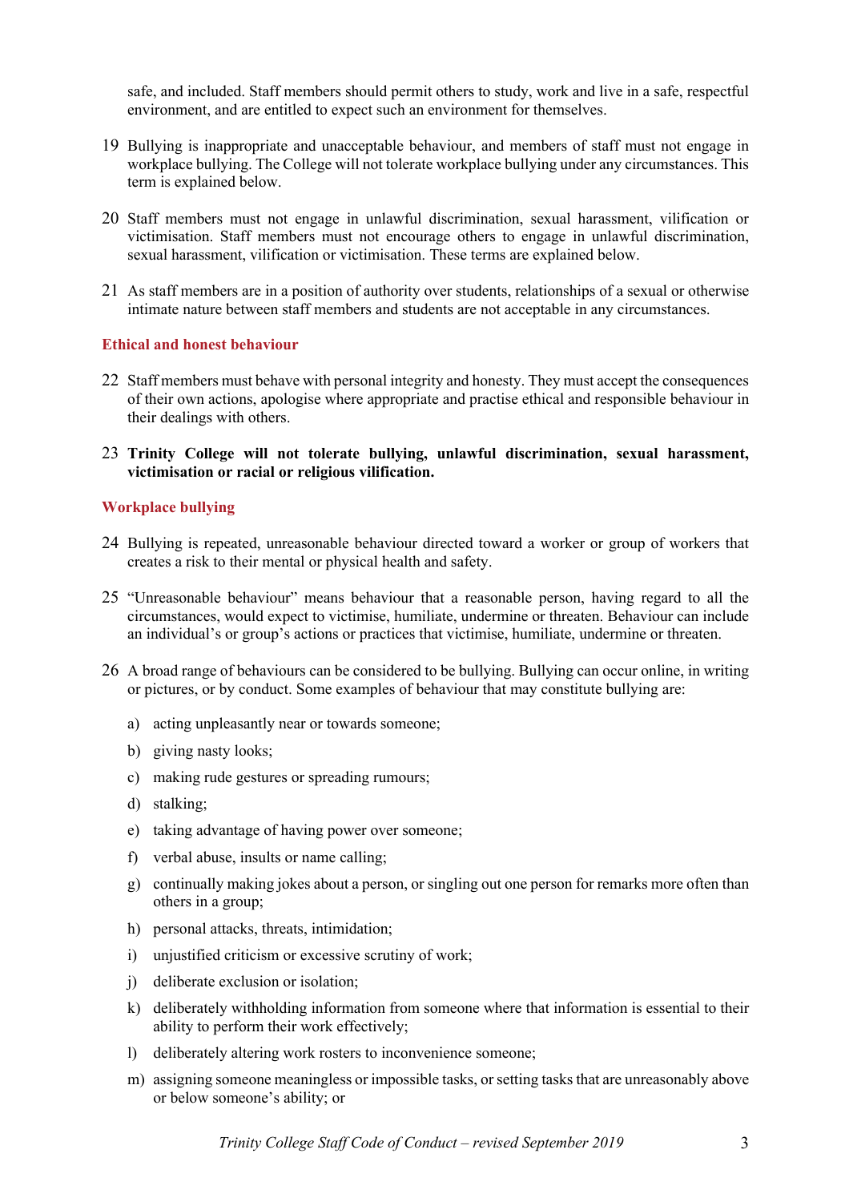safe, and included. Staff members should permit others to study, work and live in a safe, respectful environment, and are entitled to expect such an environment for themselves.

19 Bullying is inappropriate and unacceptable behaviour, and members of staff must not engage in workplace bullying. The College will not tolerate workplace bullying under any circumstances. This term is explained below.

20 Staff members must not engage in unlawful discrimination, sexual harassment, vilification or victimisation. Staff members must not encourage others to engage in unlawful discrimination, sexual harassment, vilification or victimisation. These terms are explained below.

21 As staff members are in a position of authority over students, relationships of a sexual or otherwise intimate nature between staff members and students are not acceptable in any circumstances.

### Ethical and honest behaviour

22 Staff members must behave with personal integrity and honesty. They must accept the consequences of their own actions, apologise where appropriate and practise ethical and responsible behaviour in their dealings with others.

23 **Trinity College will not tolerate bullying, unlawful discrimination, sexual harassment, victimisation or racial or religious vilification.**

### Workplace bullying

24 Bullying is repeated, unreasonable behaviour directed toward a worker or group of workers that creates a risk to their mental or physical health and safety.

25 "Unreasonable behaviour" means behaviour that a reasonable person, having regard to all the circumstances, would expect to victimise, humiliate, undermine or threaten. Behaviour can include an individual's or group's actions or practices that victimise, humiliate, undermine or threaten.

26 A broad range of behaviours can be considered to be bullying. Bullying can occur online, in writing or pictures, or by conduct. Some examples of behaviour that may constitute bullying are:

a) acting unpleasantly near or towards someone;

b) giving nasty looks;

c) making rude gestures or spreading rumours;

d) stalking;

e) taking advantage of having power over someone;

f) verbal abuse, insults or name calling;

g) continually making jokes about a person, or singling out one person for remarks more often than others in a group;

h) personal attacks, threats, intimidation;

i) unjustified criticism or excessive scrutiny of work;

j) deliberate exclusion or isolation;

k) deliberately withholding information from someone where that information is essential to their ability to perform their work effectively;

l) deliberately altering work rosters to inconvenience someone;

m) assigning someone meaningless or impossible tasks, or setting tasks that are unreasonably above or below someone's ability; or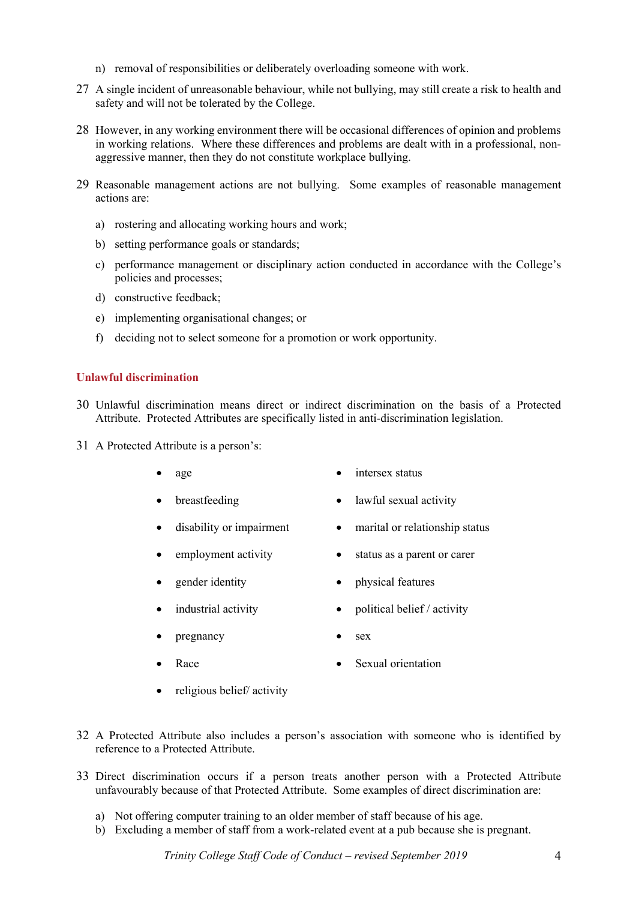n) removal of responsibilities or deliberately overloading someone with work.

27 A single incident of unreasonable behaviour, while not bullying, may still create a risk to health and safety and will not be tolerated by the College.

28 However, in any working environment there will be occasional differences of opinion and problems in working relations. Where these differences and problems are dealt with in a professional, non-aggressive manner, then they do not constitute workplace bullying.

29 Reasonable management actions are not bullying. Some examples of reasonable management actions are:

a) rostering and allocating working hours and work;

b) setting performance goals or standards;

c) performance management or disciplinary action conducted in accordance with the College's policies and processes;

d) constructive feedback;

e) implementing organisational changes; or

f) deciding not to select someone for a promotion or work opportunity.

### Unlawful discrimination

30 Unlawful discrimination means direct or indirect discrimination on the basis of a Protected Attribute. Protected Attributes are specifically listed in anti-discrimination legislation.

31 A Protected Attribute is a person's:

- age
- breastfeeding
- disability or impairment
- employment activity
- gender identity
- industrial activity
- pregnancy
- Race
- religious belief/ activity
- intersex status
- lawful sexual activity
- marital or relationship status
- status as a parent or carer
- physical features
- political belief / activity
- sex
- Sexual orientation

32 A Protected Attribute also includes a person's association with someone who is identified by reference to a Protected Attribute.

33 Direct discrimination occurs if a person treats another person with a Protected Attribute unfavourably because of that Protected Attribute. Some examples of direct discrimination are:

a) Not offering computer training to an older member of staff because of his age.
b) Excluding a member of staff from a work-related event at a pub because she is pregnant.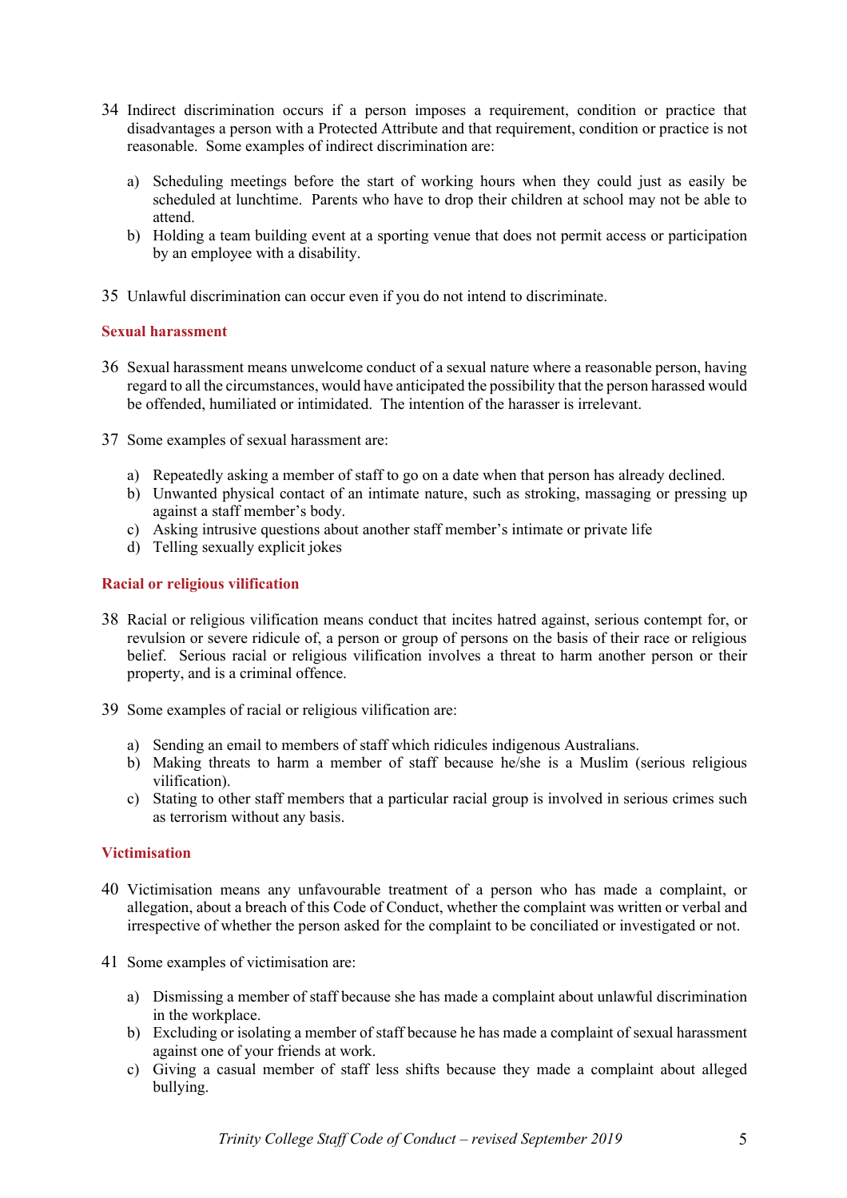34 Indirect discrimination occurs if a person imposes a requirement, condition or practice that disadvantages a person with a Protected Attribute and that requirement, condition or practice is not reasonable. Some examples of indirect discrimination are:

a) Scheduling meetings before the start of working hours when they could just as easily be scheduled at lunchtime. Parents who have to drop their children at school may not be able to attend.
b) Holding a team building event at a sporting venue that does not permit access or participation by an employee with a disability.

35 Unlawful discrimination can occur even if you do not intend to discriminate.

### Sexual harassment

36 Sexual harassment means unwelcome conduct of a sexual nature where a reasonable person, having regard to all the circumstances, would have anticipated the possibility that the person harassed would be offended, humiliated or intimidated. The intention of the harasser is irrelevant.

37 Some examples of sexual harassment are:

a) Repeatedly asking a member of staff to go on a date when that person has already declined.
b) Unwanted physical contact of an intimate nature, such as stroking, massaging or pressing up against a staff member's body.
c) Asking intrusive questions about another staff member's intimate or private life
d) Telling sexually explicit jokes

### Racial or religious vilification

38 Racial or religious vilification means conduct that incites hatred against, serious contempt for, or revulsion or severe ridicule of, a person or group of persons on the basis of their race or religious belief. Serious racial or religious vilification involves a threat to harm another person or their property, and is a criminal offence.

39 Some examples of racial or religious vilification are:

a) Sending an email to members of staff which ridicules indigenous Australians.
b) Making threats to harm a member of staff because he/she is a Muslim (serious religious vilification).
c) Stating to other staff members that a particular racial group is involved in serious crimes such as terrorism without any basis.

### Victimisation

40 Victimisation means any unfavourable treatment of a person who has made a complaint, or allegation, about a breach of this Code of Conduct, whether the complaint was written or verbal and irrespective of whether the person asked for the complaint to be conciliated or investigated or not.

41 Some examples of victimisation are:

a) Dismissing a member of staff because she has made a complaint about unlawful discrimination in the workplace.
b) Excluding or isolating a member of staff because he has made a complaint of sexual harassment against one of your friends at work.
c) Giving a casual member of staff less shifts because they made a complaint about alleged bullying.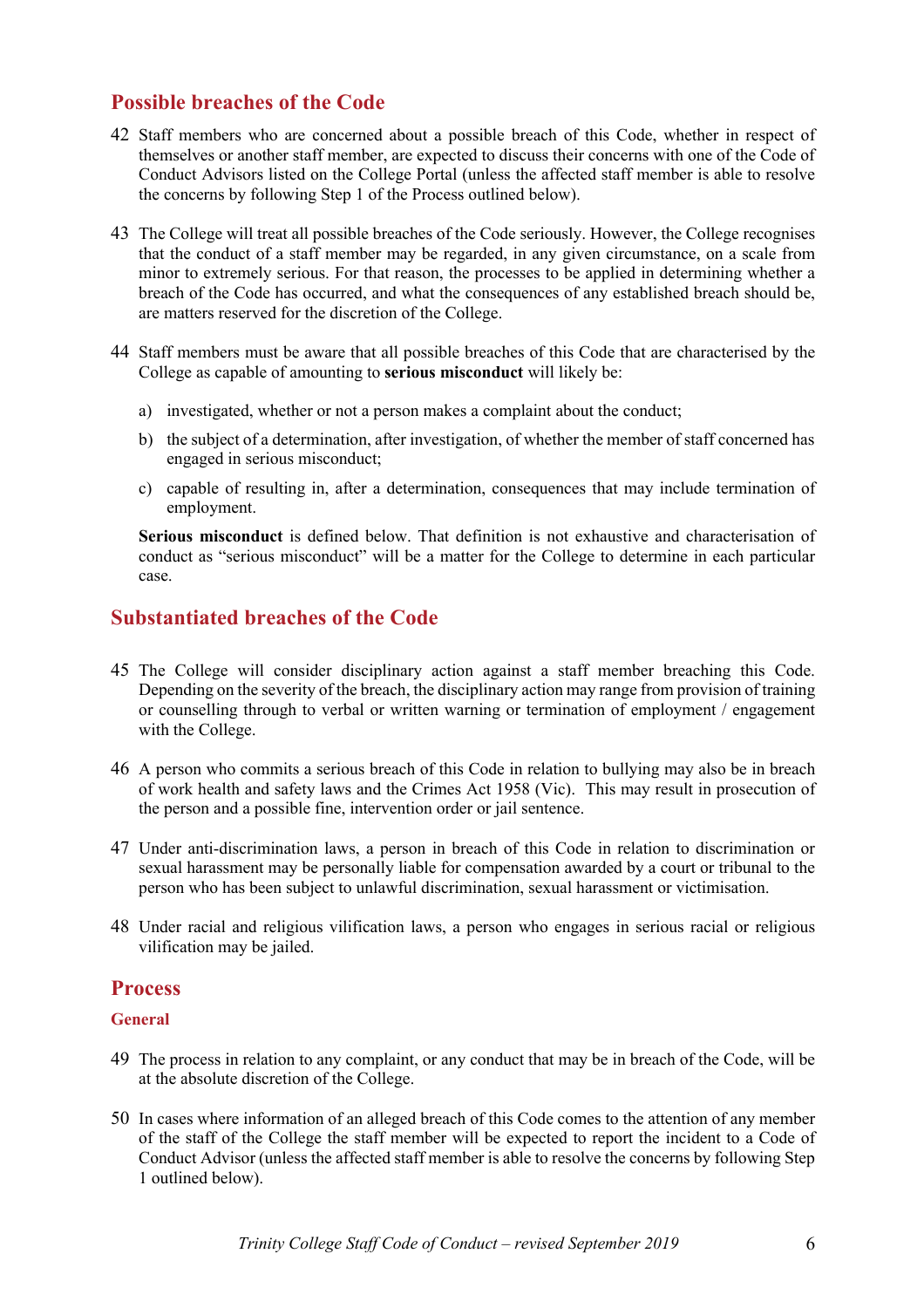## Possible breaches of the Code

42 Staff members who are concerned about a possible breach of this Code, whether in respect of themselves or another staff member, are expected to discuss their concerns with one of the Code of Conduct Advisors listed on the College Portal (unless the affected staff member is able to resolve the concerns by following Step 1 of the Process outlined below).

43 The College will treat all possible breaches of the Code seriously. However, the College recognises that the conduct of a staff member may be regarded, in any given circumstance, on a scale from minor to extremely serious. For that reason, the processes to be applied in determining whether a breach of the Code has occurred, and what the consequences of any established breach should be, are matters reserved for the discretion of the College.

44 Staff members must be aware that all possible breaches of this Code that are characterised by the College as capable of amounting to **serious misconduct** will likely be:

a) investigated, whether or not a person makes a complaint about the conduct;

b) the subject of a determination, after investigation, of whether the member of staff concerned has engaged in serious misconduct;

c) capable of resulting in, after a determination, consequences that may include termination of employment.

**Serious misconduct** is defined below. That definition is not exhaustive and characterisation of conduct as "serious misconduct" will be a matter for the College to determine in each particular case.

## Substantiated breaches of the Code

45 The College will consider disciplinary action against a staff member breaching this Code. Depending on the severity of the breach, the disciplinary action may range from provision of training or counselling through to verbal or written warning or termination of employment / engagement with the College.

46 A person who commits a serious breach of this Code in relation to bullying may also be in breach of work health and safety laws and the Crimes Act 1958 (Vic). This may result in prosecution of the person and a possible fine, intervention order or jail sentence.

47 Under anti-discrimination laws, a person in breach of this Code in relation to discrimination or sexual harassment may be personally liable for compensation awarded by a court or tribunal to the person who has been subject to unlawful discrimination, sexual harassment or victimisation.

48 Under racial and religious vilification laws, a person who engages in serious racial or religious vilification may be jailed.

## Process

### General

49 The process in relation to any complaint, or any conduct that may be in breach of the Code, will be at the absolute discretion of the College.

50 In cases where information of an alleged breach of this Code comes to the attention of any member of the staff of the College the staff member will be expected to report the incident to a Code of Conduct Advisor (unless the affected staff member is able to resolve the concerns by following Step 1 outlined below).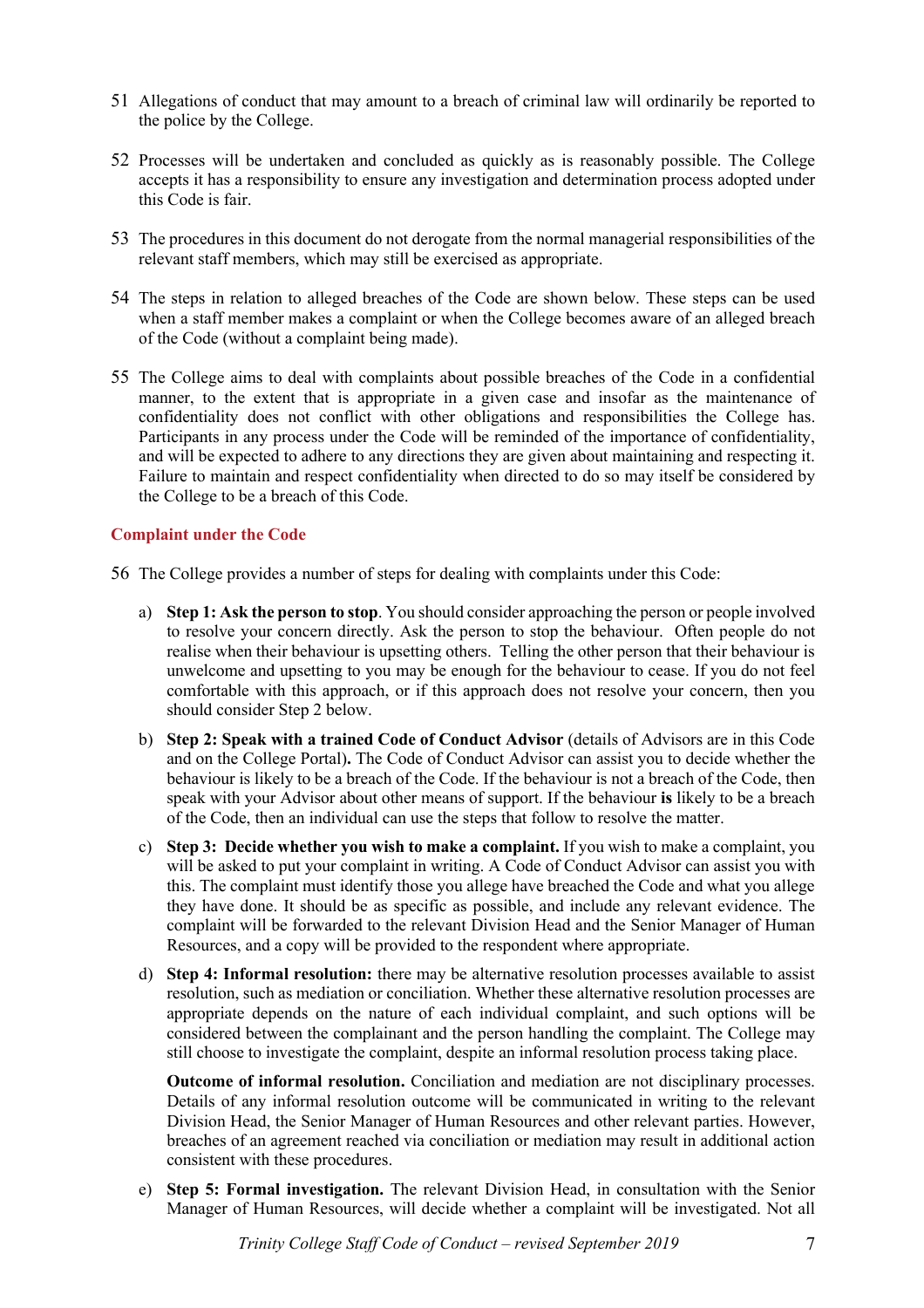51 Allegations of conduct that may amount to a breach of criminal law will ordinarily be reported to the police by the College.

52 Processes will be undertaken and concluded as quickly as is reasonably possible. The College accepts it has a responsibility to ensure any investigation and determination process adopted under this Code is fair.

53 The procedures in this document do not derogate from the normal managerial responsibilities of the relevant staff members, which may still be exercised as appropriate.

54 The steps in relation to alleged breaches of the Code are shown below. These steps can be used when a staff member makes a complaint or when the College becomes aware of an alleged breach of the Code (without a complaint being made).

55 The College aims to deal with complaints about possible breaches of the Code in a confidential manner, to the extent that is appropriate in a given case and insofar as the maintenance of confidentiality does not conflict with other obligations and responsibilities the College has. Participants in any process under the Code will be reminded of the importance of confidentiality, and will be expected to adhere to any directions they are given about maintaining and respecting it. Failure to maintain and respect confidentiality when directed to do so may itself be considered by the College to be a breach of this Code.

## Complaint under the Code

56 The College provides a number of steps for dealing with complaints under this Code:

a) **Step 1: Ask the person to stop**. You should consider approaching the person or people involved to resolve your concern directly. Ask the person to stop the behaviour. Often people do not realise when their behaviour is upsetting others. Telling the other person that their behaviour is unwelcome and upsetting to you may be enough for the behaviour to cease. If you do not feel comfortable with this approach, or if this approach does not resolve your concern, then you should consider Step 2 below.

b) **Step 2: Speak with a trained Code of Conduct Advisor** (details of Advisors are in this Code and on the College Portal)**.** The Code of Conduct Advisor can assist you to decide whether the behaviour is likely to be a breach of the Code. If the behaviour is not a breach of the Code, then speak with your Advisor about other means of support. If the behaviour **is** likely to be a breach of the Code, then an individual can use the steps that follow to resolve the matter.

c) **Step 3: Decide whether you wish to make a complaint.** If you wish to make a complaint, you will be asked to put your complaint in writing. A Code of Conduct Advisor can assist you with this. The complaint must identify those you allege have breached the Code and what you allege they have done. It should be as specific as possible, and include any relevant evidence. The complaint will be forwarded to the relevant Division Head and the Senior Manager of Human Resources, and a copy will be provided to the respondent where appropriate.

d) **Step 4: Informal resolution:** there may be alternative resolution processes available to assist resolution, such as mediation or conciliation. Whether these alternative resolution processes are appropriate depends on the nature of each individual complaint, and such options will be considered between the complainant and the person handling the complaint. The College may still choose to investigate the complaint, despite an informal resolution process taking place.

   **Outcome of informal resolution.** Conciliation and mediation are not disciplinary processes. Details of any informal resolution outcome will be communicated in writing to the relevant Division Head, the Senior Manager of Human Resources and other relevant parties. However, breaches of an agreement reached via conciliation or mediation may result in additional action consistent with these procedures.

e) **Step 5: Formal investigation.** The relevant Division Head, in consultation with the Senior Manager of Human Resources, will decide whether a complaint will be investigated. Not all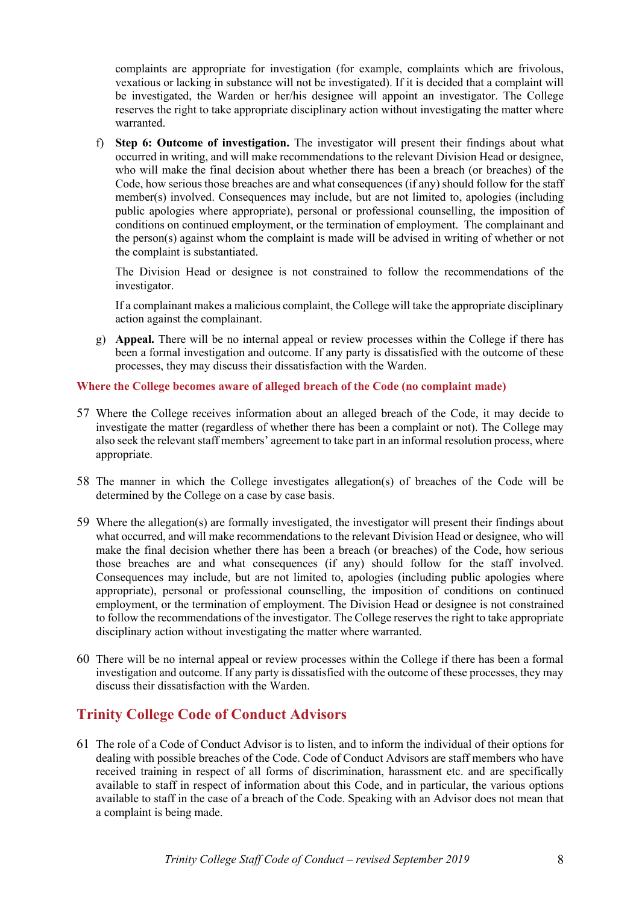complaints are appropriate for investigation (for example, complaints which are frivolous, vexatious or lacking in substance will not be investigated). If it is decided that a complaint will be investigated, the Warden or her/his designee will appoint an investigator. The College reserves the right to take appropriate disciplinary action without investigating the matter where warranted.

f) **Step 6: Outcome of investigation.** The investigator will present their findings about what occurred in writing, and will make recommendations to the relevant Division Head or designee, who will make the final decision about whether there has been a breach (or breaches) of the Code, how serious those breaches are and what consequences (if any) should follow for the staff member(s) involved. Consequences may include, but are not limited to, apologies (including public apologies where appropriate), personal or professional counselling, the imposition of conditions on continued employment, or the termination of employment. The complainant and the person(s) against whom the complaint is made will be advised in writing of whether or not the complaint is substantiated.

   The Division Head or designee is not constrained to follow the recommendations of the investigator.

   If a complainant makes a malicious complaint, the College will take the appropriate disciplinary action against the complainant.

g) **Appeal.** There will be no internal appeal or review processes within the College if there has been a formal investigation and outcome. If any party is dissatisfied with the outcome of these processes, they may discuss their dissatisfaction with the Warden.

### Where the College becomes aware of alleged breach of the Code (no complaint made)

57 Where the College receives information about an alleged breach of the Code, it may decide to investigate the matter (regardless of whether there has been a complaint or not). The College may also seek the relevant staff members' agreement to take part in an informal resolution process, where appropriate.

58 The manner in which the College investigates allegation(s) of breaches of the Code will be determined by the College on a case by case basis.

59 Where the allegation(s) are formally investigated, the investigator will present their findings about what occurred, and will make recommendations to the relevant Division Head or designee, who will make the final decision whether there has been a breach (or breaches) of the Code, how serious those breaches are and what consequences (if any) should follow for the staff involved. Consequences may include, but are not limited to, apologies (including public apologies where appropriate), personal or professional counselling, the imposition of conditions on continued employment, or the termination of employment. The Division Head or designee is not constrained to follow the recommendations of the investigator. The College reserves the right to take appropriate disciplinary action without investigating the matter where warranted.

60 There will be no internal appeal or review processes within the College if there has been a formal investigation and outcome. If any party is dissatisfied with the outcome of these processes, they may discuss their dissatisfaction with the Warden.

## Trinity College Code of Conduct Advisors

61 The role of a Code of Conduct Advisor is to listen, and to inform the individual of their options for dealing with possible breaches of the Code. Code of Conduct Advisors are staff members who have received training in respect of all forms of discrimination, harassment etc. and are specifically available to staff in respect of information about this Code, and in particular, the various options available to staff in the case of a breach of the Code. Speaking with an Advisor does not mean that a complaint is being made.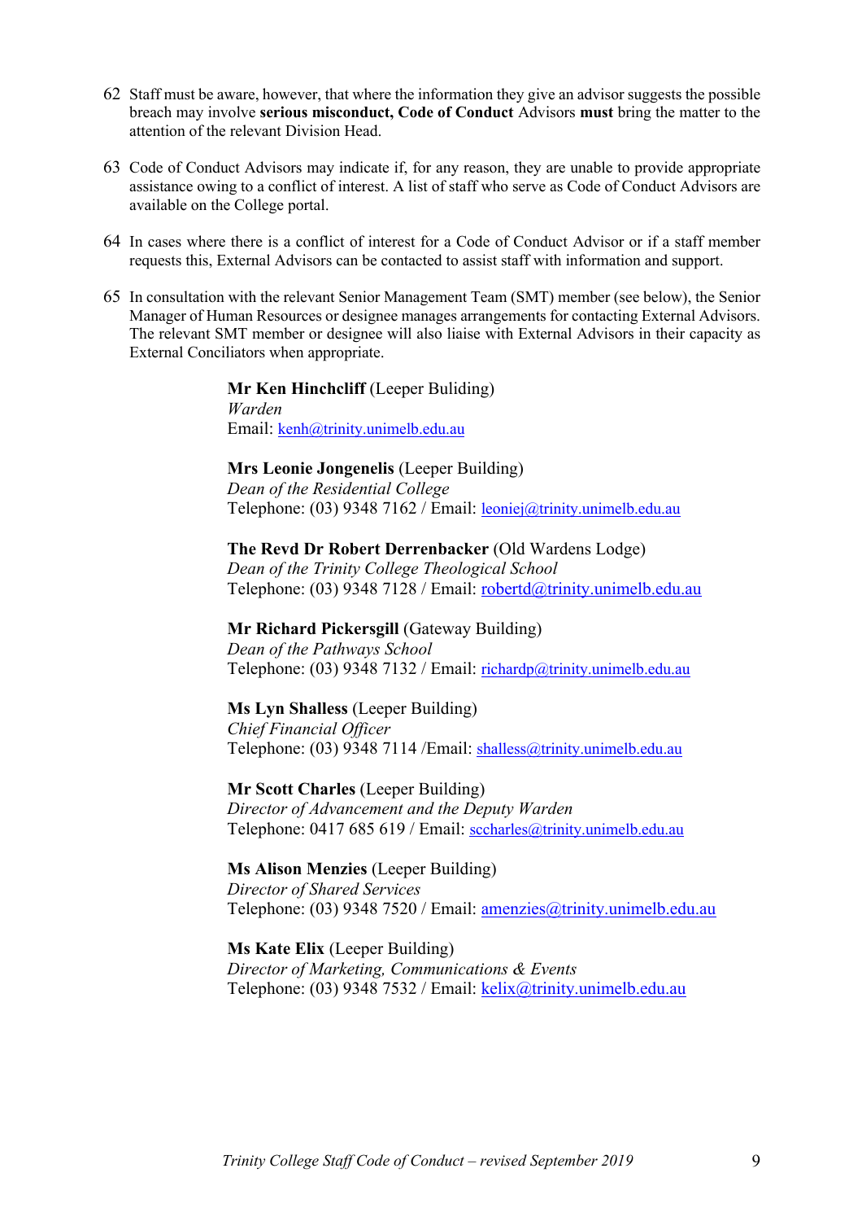62 Staff must be aware, however, that where the information they give an advisor suggests the possible breach may involve **serious misconduct, Code of Conduct** Advisors **must** bring the matter to the attention of the relevant Division Head.

63 Code of Conduct Advisors may indicate if, for any reason, they are unable to provide appropriate assistance owing to a conflict of interest. A list of staff who serve as Code of Conduct Advisors are available on the College portal.

64 In cases where there is a conflict of interest for a Code of Conduct Advisor or if a staff member requests this, External Advisors can be contacted to assist staff with information and support.

65 In consultation with the relevant Senior Management Team (SMT) member (see below), the Senior Manager of Human Resources or designee manages arrangements for contacting External Advisors. The relevant SMT member or designee will also liaise with External Advisors in their capacity as External Conciliators when appropriate.

**Mr Ken Hinchcliff** (Leeper Buliding)
*Warden*
Email: kenh@trinity.unimelb.edu.au

**Mrs Leonie Jongenelis** (Leeper Building)
*Dean of the Residential College*
Telephone: (03) 9348 7162 / Email: leoniej@trinity.unimelb.edu.au

**The Revd Dr Robert Derrenbacker** (Old Wardens Lodge)
*Dean of the Trinity College Theological School*
Telephone: (03) 9348 7128 / Email: robertd@trinity.unimelb.edu.au

**Mr Richard Pickersgill** (Gateway Building)
*Dean of the Pathways School*
Telephone: (03) 9348 7132 / Email: richardp@trinity.unimelb.edu.au

**Ms Lyn Shalless** (Leeper Building)
*Chief Financial Officer*
Telephone: (03) 9348 7114 /Email: shalless@trinity.unimelb.edu.au

**Mr Scott Charles** (Leeper Building)
*Director of Advancement and the Deputy Warden*
Telephone: 0417 685 619 / Email: sccharles@trinity.unimelb.edu.au

**Ms Alison Menzies** (Leeper Building)
*Director of Shared Services*
Telephone: (03) 9348 7520 / Email: amenzies@trinity.unimelb.edu.au

**Ms Kate Elix** (Leeper Building)
*Director of Marketing, Communications & Events*
Telephone: (03) 9348 7532 / Email: kelix@trinity.unimelb.edu.au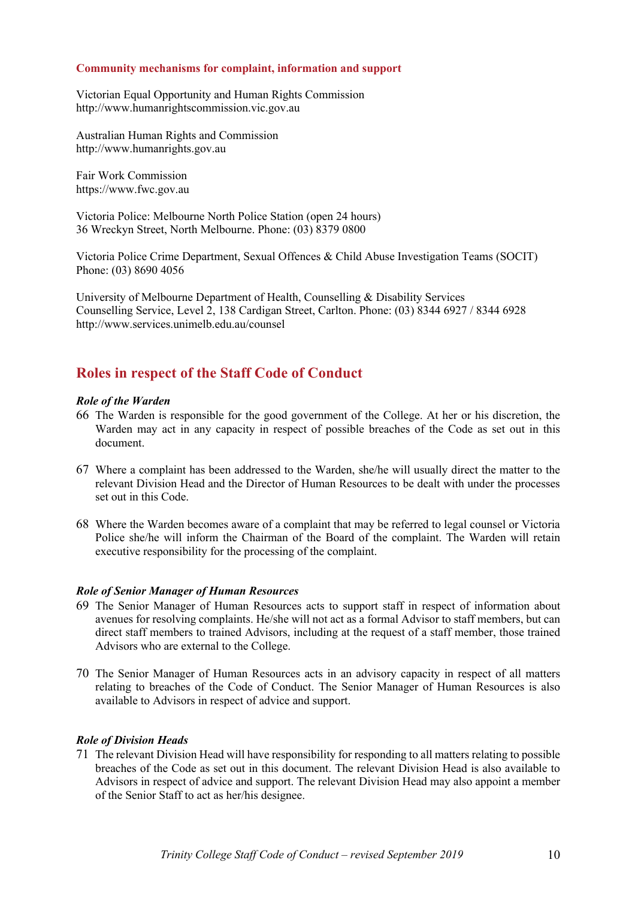**Community mechanisms for complaint, information and support**

Victorian Equal Opportunity and Human Rights Commission
http://www.humanrightscommission.vic.gov.au

Australian Human Rights and Commission
http://www.humanrights.gov.au

Fair Work Commission
https://www.fwc.gov.au

Victoria Police: Melbourne North Police Station (open 24 hours)
36 Wreckyn Street, North Melbourne. Phone: (03) 8379 0800

Victoria Police Crime Department, Sexual Offences & Child Abuse Investigation Teams (SOCIT)
Phone: (03) 8690 4056

University of Melbourne Department of Health, Counselling & Disability Services
Counselling Service, Level 2, 138 Cardigan Street, Carlton. Phone: (03) 8344 6927 / 8344 6928
http://www.services.unimelb.edu.au/counsel

## Roles in respect of the Staff Code of Conduct

***Role of the Warden***

66 The Warden is responsible for the good government of the College. At her or his discretion, the Warden may act in any capacity in respect of possible breaches of the Code as set out in this document.

67 Where a complaint has been addressed to the Warden, she/he will usually direct the matter to the relevant Division Head and the Director of Human Resources to be dealt with under the processes set out in this Code.

68 Where the Warden becomes aware of a complaint that may be referred to legal counsel or Victoria Police she/he will inform the Chairman of the Board of the complaint. The Warden will retain executive responsibility for the processing of the complaint.

***Role of Senior Manager of Human Resources***

69 The Senior Manager of Human Resources acts to support staff in respect of information about avenues for resolving complaints. He/she will not act as a formal Advisor to staff members, but can direct staff members to trained Advisors, including at the request of a staff member, those trained Advisors who are external to the College.

70 The Senior Manager of Human Resources acts in an advisory capacity in respect of all matters relating to breaches of the Code of Conduct. The Senior Manager of Human Resources is also available to Advisors in respect of advice and support.

***Role of Division Heads***

71 The relevant Division Head will have responsibility for responding to all matters relating to possible breaches of the Code as set out in this document. The relevant Division Head is also available to Advisors in respect of advice and support. The relevant Division Head may also appoint a member of the Senior Staff to act as her/his designee.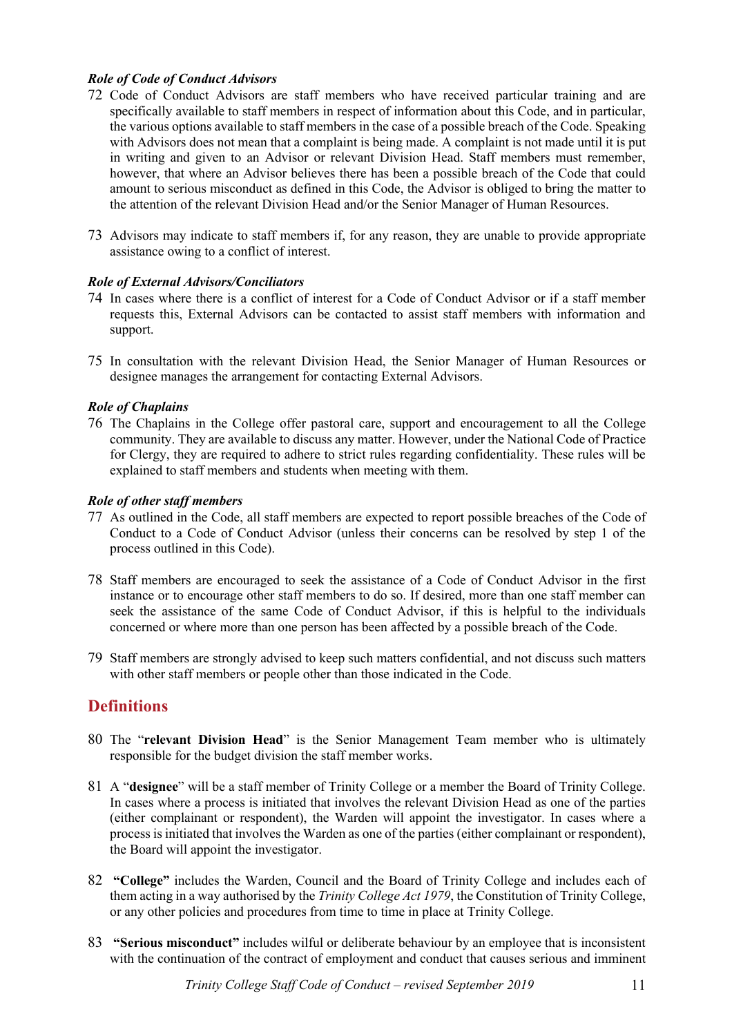### *Role of Code of Conduct Advisors*

72 Code of Conduct Advisors are staff members who have received particular training and are specifically available to staff members in respect of information about this Code, and in particular, the various options available to staff members in the case of a possible breach of the Code. Speaking with Advisors does not mean that a complaint is being made. A complaint is not made until it is put in writing and given to an Advisor or relevant Division Head. Staff members must remember, however, that where an Advisor believes there has been a possible breach of the Code that could amount to serious misconduct as defined in this Code, the Advisor is obliged to bring the matter to the attention of the relevant Division Head and/or the Senior Manager of Human Resources.

73 Advisors may indicate to staff members if, for any reason, they are unable to provide appropriate assistance owing to a conflict of interest.

### *Role of External Advisors/Conciliators*

74 In cases where there is a conflict of interest for a Code of Conduct Advisor or if a staff member requests this, External Advisors can be contacted to assist staff members with information and support.

75 In consultation with the relevant Division Head, the Senior Manager of Human Resources or designee manages the arrangement for contacting External Advisors.

### *Role of Chaplains*

76 The Chaplains in the College offer pastoral care, support and encouragement to all the College community. They are available to discuss any matter. However, under the National Code of Practice for Clergy, they are required to adhere to strict rules regarding confidentiality. These rules will be explained to staff members and students when meeting with them.

### *Role of other staff members*

77 As outlined in the Code, all staff members are expected to report possible breaches of the Code of Conduct to a Code of Conduct Advisor (unless their concerns can be resolved by step 1 of the process outlined in this Code).

78 Staff members are encouraged to seek the assistance of a Code of Conduct Advisor in the first instance or to encourage other staff members to do so. If desired, more than one staff member can seek the assistance of the same Code of Conduct Advisor, if this is helpful to the individuals concerned or where more than one person has been affected by a possible breach of the Code.

79 Staff members are strongly advised to keep such matters confidential, and not discuss such matters with other staff members or people other than those indicated in the Code.

## Definitions

80 The "**relevant Division Head**" is the Senior Management Team member who is ultimately responsible for the budget division the staff member works.

81 A "**designee**" will be a staff member of Trinity College or a member the Board of Trinity College. In cases where a process is initiated that involves the relevant Division Head as one of the parties (either complainant or respondent), the Warden will appoint the investigator. In cases where a process is initiated that involves the Warden as one of the parties (either complainant or respondent), the Board will appoint the investigator.

82 **"College"** includes the Warden, Council and the Board of Trinity College and includes each of them acting in a way authorised by the *Trinity College Act 1979*, the Constitution of Trinity College, or any other policies and procedures from time to time in place at Trinity College.

83 **"Serious misconduct"** includes wilful or deliberate behaviour by an employee that is inconsistent with the continuation of the contract of employment and conduct that causes serious and imminent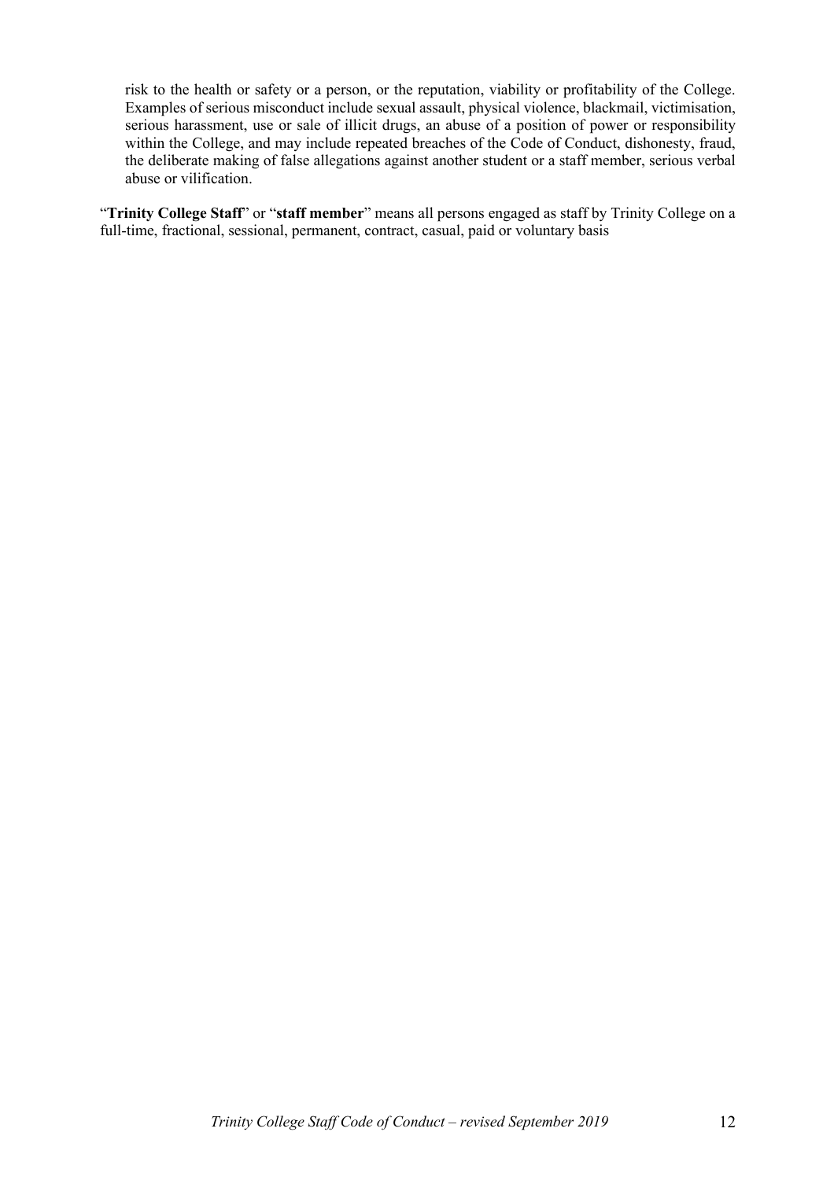risk to the health or safety or a person, or the reputation, viability or profitability of the College. Examples of serious misconduct include sexual assault, physical violence, blackmail, victimisation, serious harassment, use or sale of illicit drugs, an abuse of a position of power or responsibility within the College, and may include repeated breaches of the Code of Conduct, dishonesty, fraud, the deliberate making of false allegations against another student or a staff member, serious verbal abuse or vilification.

"**Trinity College Staff**" or "**staff member**" means all persons engaged as staff by Trinity College on a full-time, fractional, sessional, permanent, contract, casual, paid or voluntary basis